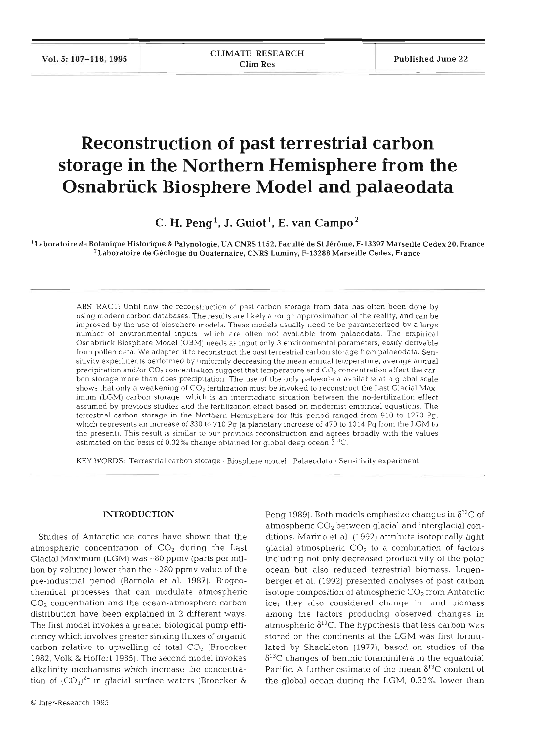# Reconstruction of past terrestrial carbon storage in the Northern Hemisphere from the Osnabrück Biosphere Model and palaeodata

**C. H. Peng[1], J. Guiot[1], E. van Campo[2]**

[1]Laboratoire de Botanique Historique & Palynologie, UA CNRS 1152, Faculté de St Jérôme, F-13397 Marseille Cedex 20, France
[2]Laboratoire de Géologie du Quaternaire, CNRS Luminy, F-13288 Marseille Cedex, France

ABSTRACT: Until now the reconstruction of past carbon storage from data has often been done by using modern carbon databases. The results are likely a rough approximation of the reality, and can be improved by the use of biosphere models. These models usually need to be parameterized by a large number of environmental inputs, which are often not available from palaeodata. The empirical Osnabrück Biosphere Model (OBM) needs as input only 3 environmental parameters, easily derivable from pollen data. We adapted it to reconstruct the past terrestrial carbon storage from palaeodata. Sensitivity experiments performed by uniformly decreasing the mean annual temperature, average annual precipitation and/or $CO_2$ concentration suggest that temperature and $CO_2$ concentration affect the carbon storage more than does precipitation. The use of the only palaeodata available at a global scale shows that only a weakening of $CO_2$ fertilization must be invoked to reconstruct the Last Glacial Maximum (LGM) carbon storage, which is an intermediate situation between the no-fertilization effect assumed by previous studies and the fertilization effect based on modernist empirical equations. The terrestrial carbon storage in the Northern Hemisphere for this period ranged from 910 to 1270 Pg, which represents an increase of 330 to 710 Pg (a planetary increase of 470 to 1014 Pg from the LGM to the present). This result is similar to our previous reconstruction and agrees broadly with the values estimated on the basis of 0.32‰ change obtained for global deep ocean $\delta^{13}C$.

KEY WORDS: Terrestrial carbon storage · Biosphere model · Palaeodata · Sensitivity experiment

## INTRODUCTION

Studies of Antarctic ice cores have shown that the atmospheric concentration of $CO_2$ during the Last Glacial Maximum (LGM) was ~80 ppmv (parts per million by volume) lower than the ~280 ppmv value of the pre-industrial period (Barnola et al. 1987). Biogeochemical processes that can modulate atmospheric $CO_2$ concentration and the ocean-atmosphere carbon distribution have been explained in 2 different ways. The first model invokes a greater biological pump efficiency which involves greater sinking fluxes of organic carbon relative to upwelling of total $CO_2$ (Broecker 1982, Volk & Hoffert 1985). The second model invokes alkalinity mechanisms which increase the concentration of $(CO_3)^{2-}$ in glacial surface waters (Broecker & Peng 1989). Both models emphasize changes in $\delta^{13}C$ of atmospheric $CO_2$ between glacial and interglacial conditions. Marino et al. (1992) attribute isotopically light glacial atmospheric $CO_2$ to a combination of factors including not only decreased productivity of the polar ocean but also reduced terrestrial biomass. Leuenberger et al. (1992) presented analyses of past carbon isotope composition of atmospheric $CO_2$ from Antarctic ice; they also considered change in land biomass among the factors producing observed changes in atmospheric $\delta^{13}C$. The hypothesis that less carbon was stored on the continents at the LGM was first formulated by Shackleton (1977), based on studies of the $\delta^{13}C$ changes of benthic foraminifera in the equatorial Pacific. A further estimate of the mean $\delta^{13}C$ content of the global ocean during the LGM, 0.32‰ lower than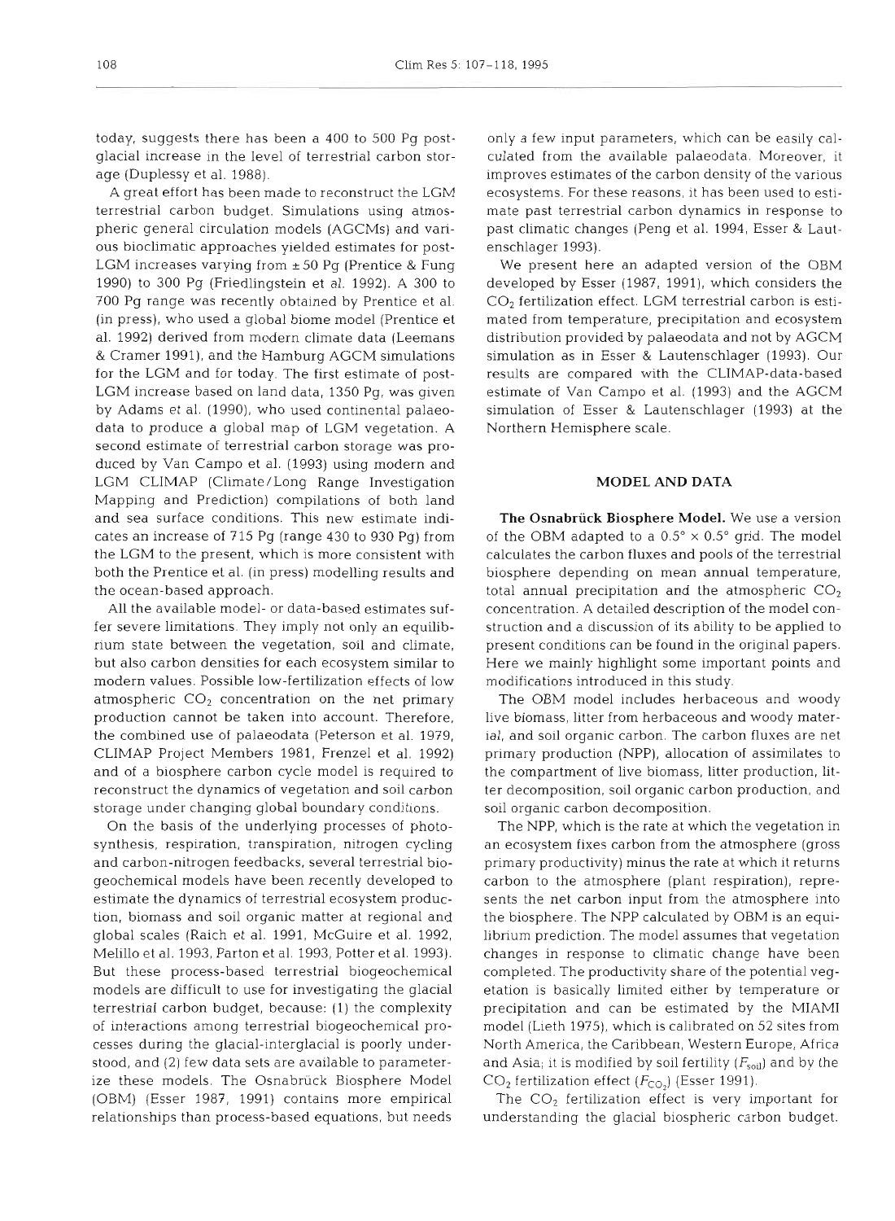today, suggests there has been a 400 to 500 Pg post-glacial increase in the level of terrestrial carbon storage (Duplessy et al. 1988).

A great effort has been made to reconstruct the LGM terrestrial carbon budget. Simulations using atmospheric general circulation models (AGCMs) and various bioclimatic approaches yielded estimates for post-LGM increases varying from ±50 Pg (Prentice & Fung 1990) to 300 Pg (Friedlingstein et al. 1992). A 300 to 700 Pg range was recently obtained by Prentice et al. (in press), who used a global biome model (Prentice et al. 1992) derived from modern climate data (Leemans & Cramer 1991), and the Hamburg AGCM simulations for the LGM and for today. The first estimate of post-LGM increase based on land data, 1350 Pg, was given by Adams et al. (1990), who used continental palaeodata to produce a global map of LGM vegetation. A second estimate of terrestrial carbon storage was produced by Van Campo et al. (1993) using modern and LGM CLIMAP (Climate/Long Range Investigation Mapping and Prediction) compilations of both land and sea surface conditions. This new estimate indicates an increase of 715 Pg (range 430 to 930 Pg) from the LGM to the present, which is more consistent with both the Prentice et al. (in press) modelling results and the ocean-based approach.

All the available model- or data-based estimates suffer severe limitations. They imply not only an equilibrium state between the vegetation, soil and climate, but also carbon densities for each ecosystem similar to modern values. Possible low-fertilization effects of low atmospheric $CO_2$ concentration on the net primary production cannot be taken into account. Therefore, the combined use of palaeodata (Peterson et al. 1979, CLIMAP Project Members 1981, Frenzel et al. 1992) and of a biosphere carbon cycle model is required to reconstruct the dynamics of vegetation and soil carbon storage under changing global boundary conditions.

On the basis of the underlying processes of photosynthesis, respiration, transpiration, nitrogen cycling and carbon-nitrogen feedbacks, several terrestrial biogeochemical models have been recently developed to estimate the dynamics of terrestrial ecosystem production, biomass and soil organic matter at regional and global scales (Raich et al. 1991, McGuire et al. 1992, Melillo et al. 1993, Parton et al. 1993, Potter et al. 1993). But these process-based terrestrial biogeochemical models are difficult to use for investigating the glacial terrestrial carbon budget, because: (1) the complexity of interactions among terrestrial biogeochemical processes during the glacial-interglacial is poorly understood, and (2) few data sets are available to parameterize these models. The Osnabrück Biosphere Model (OBM) (Esser 1987, 1991) contains more empirical relationships than process-based equations, but needs only a few input parameters, which can be easily calculated from the available palaeodata. Moreover, it improves estimates of the carbon density of the various ecosystems. For these reasons, it has been used to estimate past terrestrial carbon dynamics in response to past climatic changes (Peng et al. 1994, Esser & Lautenschlager 1993).

We present here an adapted version of the OBM developed by Esser (1987, 1991), which considers the $CO_2$ fertilization effect. LGM terrestrial carbon is estimated from temperature, precipitation and ecosystem distribution provided by palaeodata and not by AGCM simulation as in Esser & Lautenschlager (1993). Our results are compared with the CLIMAP-data-based estimate of Van Campo et al. (1993) and the AGCM simulation of Esser & Lautenschlager (1993) at the Northern Hemisphere scale.

## MODEL AND DATA

**The Osnabrück Biosphere Model.** We use a version of the OBM adapted to a 0.5° × 0.5° grid. The model calculates the carbon fluxes and pools of the terrestrial biosphere depending on mean annual temperature, total annual precipitation and the atmospheric $CO_2$ concentration. A detailed description of the model construction and a discussion of its ability to be applied to present conditions can be found in the original papers. Here we mainly highlight some important points and modifications introduced in this study.

The OBM model includes herbaceous and woody live biomass, litter from herbaceous and woody material, and soil organic carbon. The carbon fluxes are net primary production (NPP), allocation of assimilates to the compartment of live biomass, litter production, litter decomposition, soil organic carbon production, and soil organic carbon decomposition.

The NPP, which is the rate at which the vegetation in an ecosystem fixes carbon from the atmosphere (gross primary productivity) minus the rate at which it returns carbon to the atmosphere (plant respiration), represents the net carbon input from the atmosphere into the biosphere. The NPP calculated by OBM is an equilibrium prediction. The model assumes that vegetation changes in response to climatic change have been completed. The productivity share of the potential vegetation is basically limited either by temperature or precipitation and can be estimated by the MIAMI model (Lieth 1975), which is calibrated on 52 sites from North America, the Caribbean, Western Europe, Africa and Asia; it is modified by soil fertility ($F_{soil}$) and by the $CO_2$ fertilization effect ($F_{CO_2}$) (Esser 1991).

The $CO_2$ fertilization effect is very important for understanding the glacial biospheric carbon budget.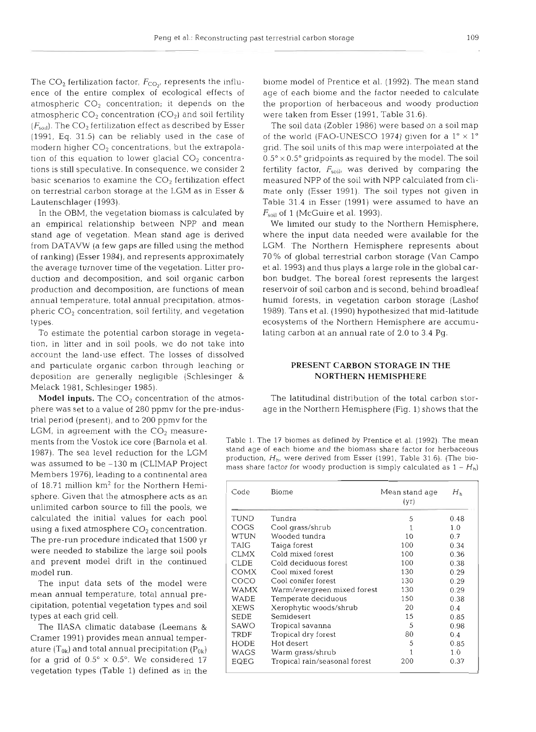The $CO_2$ fertilization factor, $F_{CO_2}$, represents the influence of the entire complex of ecological effects of atmospheric $CO_2$ concentration; it depends on the atmospheric $CO_2$ concentration ($CO_2$) and soil fertility ($F_{soil}$). The $CO_2$ fertilization effect as described by Esser (1991, Eq. 31.5) can be reliably used in the case of modern higher $CO_2$ concentrations, but the extrapolation of this equation to lower glacial $CO_2$ concentrations is still speculative. In consequence, we consider 2 basic scenarios to examine the $CO_2$ fertilization effect on terrestrial carbon storage at the LGM as in Esser & Lautenschlager (1993).

In the OBM, the vegetation biomass is calculated by an empirical relationship between NPP and mean stand age of vegetation. Mean stand age is derived from DATAVW (a few gaps are filled using the method of ranking) (Esser 1984), and represents approximately the average turnover time of the vegetation. Litter production and decomposition, and soil organic carbon production and decomposition, are functions of mean annual temperature, total annual precipitation, atmospheric $CO_2$ concentration, soil fertility, and vegetation types.

To estimate the potential carbon storage in vegetation, in litter and in soil pools, we do not take into account the land-use effect. The losses of dissolved and particulate organic carbon through leaching or deposition are generally negligible (Schlesinger & Melack 1981, Schlesinger 1985).

**Model inputs.** The $CO_2$ concentration of the atmosphere was set to a value of 280 ppmv for the pre-industrial period (present), and to 200 ppmv for the LGM, in agreement with the $CO_2$ measurements from the Vostok ice core (Barnola et al. 1987). The sea level reduction for the LGM was assumed to be −130 m (CLIMAP Project Members 1976), leading to a continental area of 18.71 million km$^2$ for the Northern Hemisphere. Given that the atmosphere acts as an unlimited carbon source to fill the pools, we calculated the initial values for each pool using a fixed atmosphere $CO_2$ concentration. The pre-run procedure indicated that 1500 yr were needed to stabilize the large soil pools and prevent model drift in the continued model run.

The input data sets of the model were mean annual temperature, total annual precipitation, potential vegetation types and soil types at each grid cell.

The IIASA climatic database (Leemans & Cramer 1991) provides mean annual temperature ($T_{0k}$) and total annual precipitation ($P_{0k}$) for a grid of 0.5° × 0.5°. We considered 17 vegetation types (Table 1) defined as in the biome model of Prentice et al. (1992). The mean stand age of each biome and the factor needed to calculate the proportion of herbaceous and woody production were taken from Esser (1991, Table 31.6).

The soil data (Zobler 1986) were based on a soil map of the world (FAO-UNESCO 1974) given for a 1° × 1° grid. The soil units of this map were interpolated at the 0.5° × 0.5° gridpoints as required by the model. The soil fertility factor, $F_{soil}$, was derived by comparing the measured NPP of the soil with NPP calculated from climate only (Esser 1991). The soil types not given in Table 31.4 in Esser (1991) were assumed to have an $F_{soil}$ of 1 (McGuire et al. 1993).

We limited our study to the Northern Hemisphere, where the input data needed were available for the LGM. The Northern Hemisphere represents about 70% of global terrestrial carbon storage (Van Campo et al. 1993) and thus plays a large role in the global carbon budget. The boreal forest represents the largest reservoir of soil carbon and is second, behind broadleaf humid forests, in vegetation carbon storage (Lashof 1989). Tans et al. (1990) hypothesized that mid-latitude ecosystems of the Northern Hemisphere are accumulating carbon at an annual rate of 2.0 to 3.4 Pg.

## PRESENT CARBON STORAGE IN THE NORTHERN HEMISPHERE

The latitudinal distribution of the total carbon storage in the Northern Hemisphere (Fig. 1) shows that the

Table 1. The 17 biomes as defined by Prentice et al. (1992). The mean stand age of each biome and the biomass share factor for herbaceous production, $H_h$, were derived from Esser (1991, Table 31.6). (The biomass share factor for woody production is simply calculated as $1 - H_h$)

| Code | Biome | Mean stand age (yr) | $H_h$ |
|---|---|---|---|
| TUND | Tundra | 5 | 0.48 |
| COGS | Cool grass/shrub | 1 | 1.0 |
| WTUN | Wooded tundra | 10 | 0.7 |
| TAIG | Taiga forest | 100 | 0.34 |
| CLMX | Cold mixed forest | 100 | 0.36 |
| CLDE | Cold deciduous forest | 100 | 0.38 |
| COMX | Cool mixed forest | 130 | 0.29 |
| COCO | Cool conifer forest | 130 | 0.29 |
| WAMX | Warm/evergreen mixed forest | 130 | 0.29 |
| WADE | Temperate deciduous | 150 | 0.38 |
| XEWS | Xerophytic woods/shrub | 20 | 0.4 |
| SEDE | Semidesert | 15 | 0.85 |
| SAWO | Tropical savanna | 5 | 0.98 |
| TRDF | Tropical dry forest | 80 | 0.4 |
| HODE | Hot desert | 5 | 0.85 |
| WAGS | Warm grass/shrub | 1 | 1.0 |
| EQEG | Tropical rain/seasonal forest | 200 | 0.37 |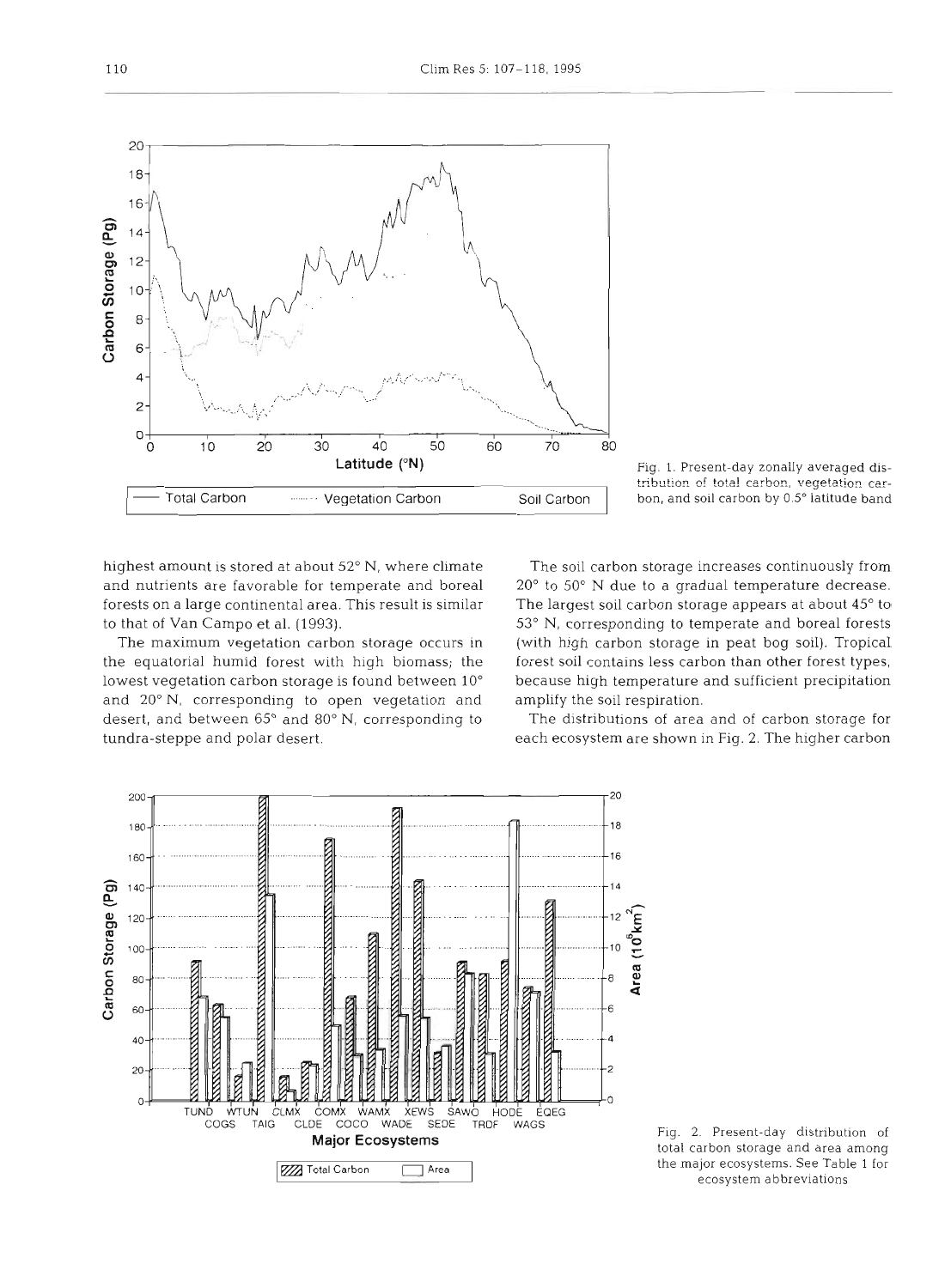Fig. 1. Present-day zonally averaged distribution of total carbon, vegetation carbon, and soil carbon by 0.5° latitude band

highest amount is stored at about 52° N, where climate and nutrients are favorable for temperate and boreal forests on a large continental area. This result is similar to that of Van Campo et al. (1993).

The maximum vegetation carbon storage occurs in the equatorial humid forest with high biomass; the lowest vegetation carbon storage is found between 10° and 20° N, corresponding to open vegetation and desert, and between 65° and 80° N, corresponding to tundra-steppe and polar desert.

The soil carbon storage increases continuously from 20° to 50° N due to a gradual temperature decrease. The largest soil carbon storage appears at about 45° to 53° N, corresponding to temperate and boreal forests (with high carbon storage in peat bog soil). Tropical forest soil contains less carbon than other forest types, because high temperature and sufficient precipitation amplify the soil respiration.

The distributions of area and of carbon storage for each ecosystem are shown in Fig. 2. The higher carbon

Fig. 2. Present-day distribution of total carbon storage and area among the major ecosystems. See Table 1 for ecosystem abbreviations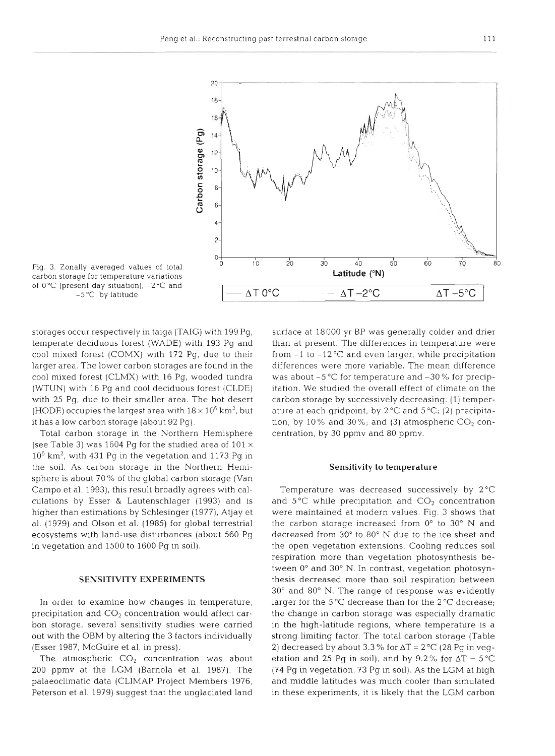Fig. 3. Zonally averaged values of total carbon storage for temperature variations of 0 °C (present-day situation), −2 °C and −5 °C, by latitude

storages occur respectively in taiga (TAIG) with 199 Pg, temperate deciduous forest (WADE) with 193 Pg and cool mixed forest (COMX) with 172 Pg, due to their larger area. The lower carbon storages are found in the cool mixed forest (CLMX) with 16 Pg, wooded tundra (WTUN) with 16 Pg and cool deciduous forest (CLDE) with 25 Pg, due to their smaller area. The hot desert (HODE) occupies the largest area with $18 \times 10^6$ km$^2$, but it has a low carbon storage (about 92 Pg).

Total carbon storage in the Northern Hemisphere (see Table 3) was 1604 Pg for the studied area of $101 \times 10^6$ km$^2$, with 431 Pg in the vegetation and 1173 Pg in the soil. As carbon storage in the Northern Hemisphere is about 70% of the global carbon storage (Van Campo et al. 1993), this result broadly agrees with calculations by Esser & Lautenschlager (1993) and is higher than estimations by Schlesinger (1977), Atjay et al. (1979) and Olson et al. (1985) for global terrestrial ecosystems with land-use disturbances (about 560 Pg in vegetation and 1500 to 1600 Pg in soil).

## SENSITIVITY EXPERIMENTS

In order to examine how changes in temperature, precipitation and $CO_2$ concentration would affect carbon storage, several sensitivity studies were carried out with the OBM by altering the 3 factors individually (Esser 1987, McGuire et al. in press).

The atmospheric $CO_2$ concentration was about 200 ppmv at the LGM (Barnola et al. 1987). The palaeoclimatic data (CLIMAP Project Members 1976, Peterson et al. 1979) suggest that the unglaciated land surface at 18000 yr BP was generally colder and drier than at present. The differences in temperature were from −1 to −12 °C and even larger, while precipitation differences were more variable. The mean difference was about −5 °C for temperature and −30% for precipitation. We studied the overall effect of climate on the carbon storage by successively decreasing: (1) temperature at each gridpoint, by 2 °C and 5 °C; (2) precipitation, by 10% and 30%; and (3) atmospheric $CO_2$ concentration, by 30 ppmv and 80 ppmv.

### Sensitivity to temperature

Temperature was decreased successively by 2 °C and 5 °C while precipitation and $CO_2$ concentration were maintained at modern values. Fig. 3 shows that the carbon storage increased from 0° to 30° N and decreased from 30° to 80° N due to the ice sheet and the open vegetation extensions. Cooling reduces soil respiration more than vegetation photosynthesis between 0° and 30° N. In contrast, vegetation photosynthesis decreased more than soil respiration between 30° and 80° N. The range of response was evidently larger for the 5 °C decrease than for the 2 °C decrease; the change in carbon storage was especially dramatic in the high-latitude regions, where temperature is a strong limiting factor. The total carbon storage (Table 2) decreased by about 3.3% for $\Delta T = 2$ °C (28 Pg in vegetation and 25 Pg in soil), and by 9.2% for $\Delta T = 5$ °C (74 Pg in vegetation, 73 Pg in soil). As the LGM at high and middle latitudes was much cooler than simulated in these experiments, it is likely that the LGM carbon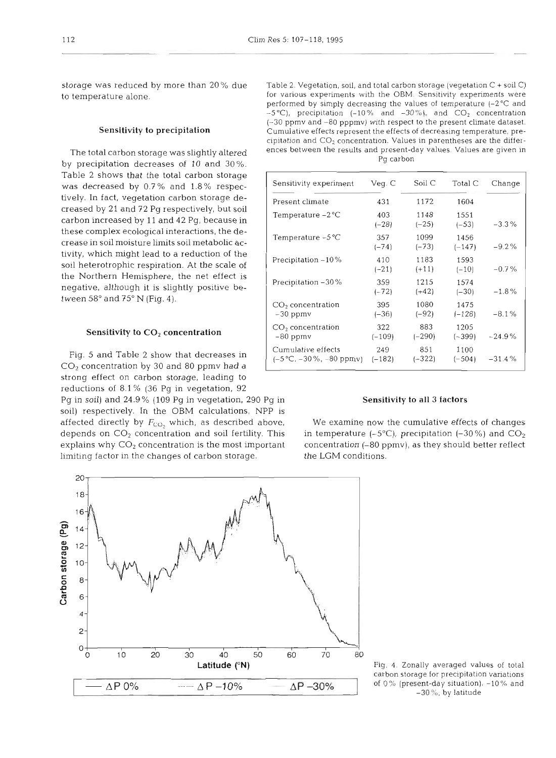storage was reduced by more than 20% due to temperature alone.

### Sensitivity to precipitation

The total carbon storage was slightly altered by precipitation decreases of 10 and 30%. Table 2 shows that the total carbon storage was decreased by 0.7% and 1.8% respectively. In fact, vegetation carbon storage decreased by 21 and 72 Pg respectively, but soil carbon increased by 11 and 42 Pg, because in these complex ecological interactions, the decrease in soil moisture limits soil metabolic activity, which might lead to a reduction of the soil heterotrophic respiration. At the scale of the Northern Hemisphere, the net effect is negative, although it is slightly positive between 58° and 75° N (Fig. 4).

### Sensitivity to $CO_2$ concentration

Fig. 5 and Table 2 show that decreases in $CO_2$ concentration by 30 and 80 ppmv had a strong effect on carbon storage, leading to reductions of 8.1% (36 Pg in vegetation, 92 Pg in soil) and 24.9% (109 Pg in vegetation, 290 Pg in soil) respectively. In the OBM calculations, NPP is affected directly by $F_{CO_2}$ which, as described above, depends on $CO_2$ concentration and soil fertility. This explains why $CO_2$ concentration is the most important limiting factor in the changes of carbon storage.

Table 2. Vegetation, soil, and total carbon storage (vegetation C + soil C) for various experiments with the OBM. Sensitivity experiments were performed by simply decreasing the values of temperature (−2°C and −5°C), precipitation (−10% and −30%), and $CO_2$ concentration (−30 ppmv and −80 pppmv) with respect to the present climate dataset. Cumulative effects represent the effects of decreasing temperature, precipitation and $CO_2$ concentration. Values in parentheses are the differences between the results and present-day values. Values are given in Pg carbon

| Sensitivity experiment | Veg. C | Soil C | Total C | Change |
|---|---|---|---|---|
| Present climate | 431 | 1172 | 1604 | |
| Temperature −2°C | 403 (−28) | 1148 (−25) | 1551 (−53) | −3.3% |
| Temperature −5°C | 357 (−74) | 1099 (−73) | 1456 (−147) | −9.2% |
| Precipitation −10% | 410 (−21) | 1183 (+11) | 1593 (−10) | −0.7% |
| Precipitation −30% | 359 (−72) | 1215 (+42) | 1574 (−30) | −1.8% |
| $CO_2$ concentration −30 ppmv | 395 (−36) | 1080 (−92) | 1475 (−128) | −8.1% |
| $CO_2$ concentration −80 ppmv | 322 (−109) | 883 (−290) | 1205 (−399) | −24.9% |
| Cumulative effects (−5°C, −30%, −80 ppmv) | 249 (−182) | 851 (−322) | 1100 (−504) | −31.4% |

### Sensitivity to all 3 factors

We examine now the cumulative effects of changes in temperature (−5°C), precipitation (−30%) and $CO_2$ concentration (−80 ppmv), as they should better reflect the LGM conditions.

Fig. 4. Zonally averaged values of total carbon storage for precipitation variations of 0% (present-day situation), −10% and −30%, by latitude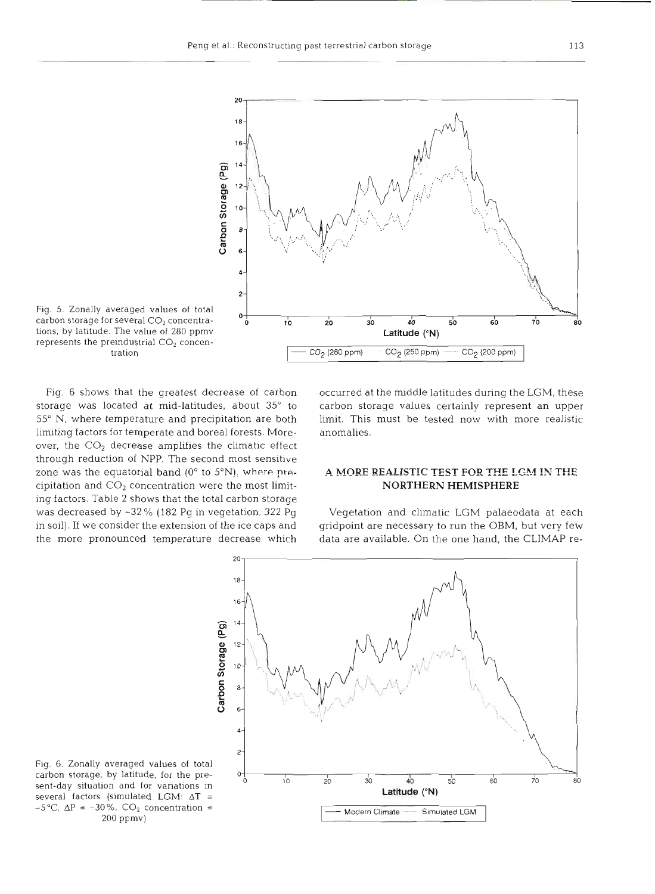Fig. 5. Zonally averaged values of total carbon storage for several $CO_2$ concentrations, by latitude. The value of 280 ppmv represents the preindustrial $CO_2$ concentration

Fig. 6 shows that the greatest decrease of carbon storage was located at mid-latitudes, about 35° to 55° N, where temperature and precipitation are both limiting factors for temperate and boreal forests. Moreover, the $CO_2$ decrease amplifies the climatic effect through reduction of NPP. The second most sensitive zone was the equatorial band (0° to 5°N), where precipitation and $CO_2$ concentration were the most limiting factors. Table 2 shows that the total carbon storage was decreased by ~32% (182 Pg in vegetation, 322 Pg in soil). If we consider the extension of the ice caps and the more pronounced temperature decrease which occurred at the middle latitudes during the LGM, these carbon storage values certainly represent an upper limit. This must be tested now with more realistic anomalies.

## A MORE REALISTIC TEST FOR THE LGM IN THE NORTHERN HEMISPHERE

Vegetation and climatic LGM palaeodata at each gridpoint are necessary to run the OBM, but very few data are available. On the one hand, the CLIMAP re-

Fig. 6. Zonally averaged values of total carbon storage, by latitude, for the present-day situation and for variations in several factors (simulated LGM: $\Delta T = -5$°C, $\Delta P = -30$%, $CO_2$ concentration = 200 ppmv)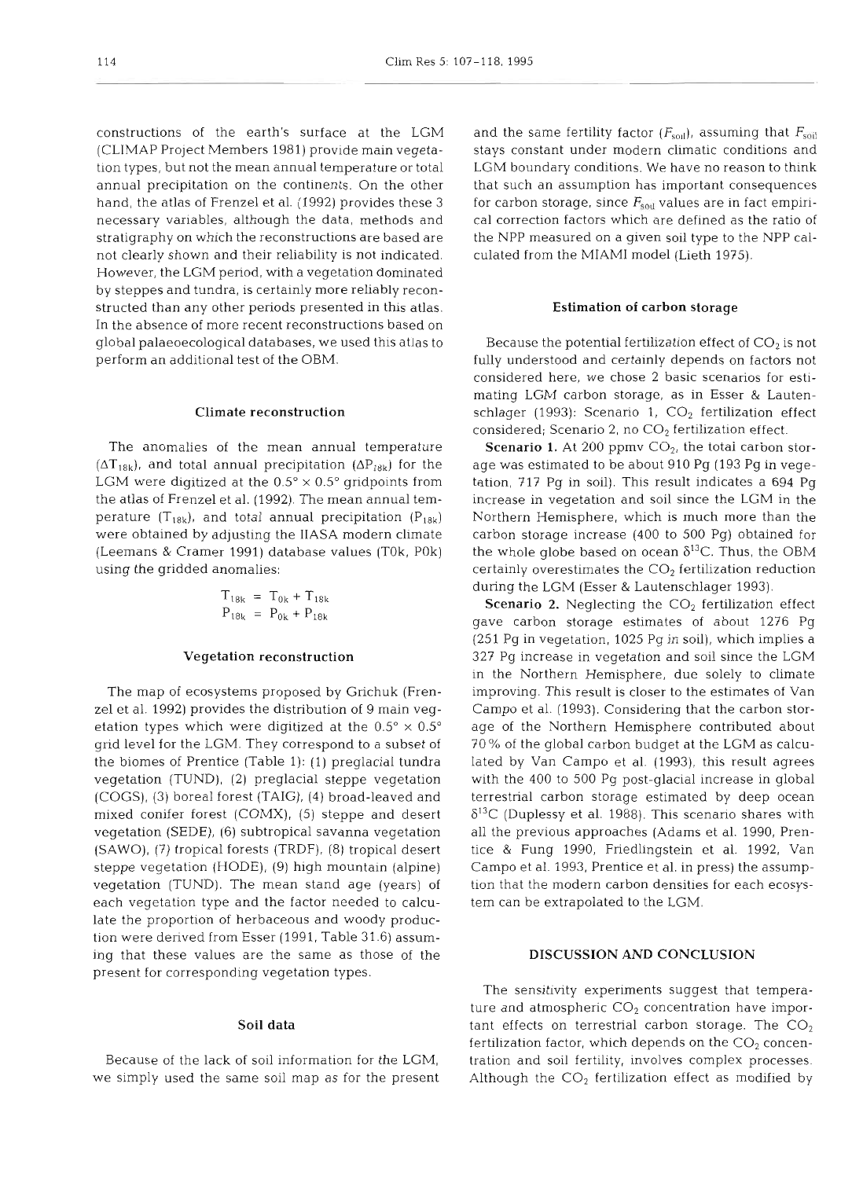constructions of the earth's surface at the LGM (CLIMAP Project Members 1981) provide main vegetation types, but not the mean annual temperature or total annual precipitation on the continents. On the other hand, the atlas of Frenzel et al. (1992) provides these 3 necessary variables, although the data, methods and stratigraphy on which the reconstructions are based are not clearly shown and their reliability is not indicated. However, the LGM period, with a vegetation dominated by steppes and tundra, is certainly more reliably reconstructed than any other periods presented in this atlas. In the absence of more recent reconstructions based on global palaeoecological databases, we used this atlas to perform an additional test of the OBM.

### Climate reconstruction

The anomalies of the mean annual temperature ($\Delta T_{18k}$), and total annual precipitation ($\Delta P_{18k}$) for the LGM were digitized at the 0.5° × 0.5° gridpoints from the atlas of Frenzel et al. (1992). The mean annual temperature ($T_{18k}$), and total annual precipitation ($P_{18k}$) were obtained by adjusting the IIASA modern climate (Leemans & Cramer 1991) database values (T0k, P0k) using the gridded anomalies:

$$T_{18k} = T_{0k} + T_{18k}$$
$$P_{18k} = P_{0k} + P_{18k}$$

### Vegetation reconstruction

The map of ecosystems proposed by Grichuk (Frenzel et al. 1992) provides the distribution of 9 main vegetation types which were digitized at the 0.5° × 0.5° grid level for the LGM. They correspond to a subset of the biomes of Prentice (Table 1): (1) preglacial tundra vegetation (TUND), (2) preglacial steppe vegetation (COGS), (3) boreal forest (TAIG), (4) broad-leaved and mixed conifer forest (COMX), (5) steppe and desert vegetation (SEDE), (6) subtropical savanna vegetation (SAWO), (7) tropical forests (TRDF), (8) tropical desert steppe vegetation (HODE), (9) high mountain (alpine) vegetation (TUND). The mean stand age (years) of each vegetation type and the factor needed to calculate the proportion of herbaceous and woody production were derived from Esser (1991, Table 31.6) assuming that these values are the same as those of the present for corresponding vegetation types.

### Soil data

Because of the lack of soil information for the LGM, we simply used the same soil map as for the present and the same fertility factor ($F_{soil}$), assuming that $F_{soil}$ stays constant under modern climatic conditions and LGM boundary conditions. We have no reason to think that such an assumption has important consequences for carbon storage, since $F_{soil}$ values are in fact empirical correction factors which are defined as the ratio of the NPP measured on a given soil type to the NPP calculated from the MIAMI model (Lieth 1975).

### Estimation of carbon storage

Because the potential fertilization effect of $CO_2$ is not fully understood and certainly depends on factors not considered here, we chose 2 basic scenarios for estimating LGM carbon storage, as in Esser & Lautenschlager (1993): Scenario 1, $CO_2$ fertilization effect considered; Scenario 2, no $CO_2$ fertilization effect.

**Scenario 1.** At 200 ppmv $CO_2$, the total carbon storage was estimated to be about 910 Pg (193 Pg in vegetation, 717 Pg in soil). This result indicates a 694 Pg increase in vegetation and soil since the LGM in the Northern Hemisphere, which is much more than the carbon storage increase (400 to 500 Pg) obtained for the whole globe based on ocean $\delta^{13}C$. Thus, the OBM certainly overestimates the $CO_2$ fertilization reduction during the LGM (Esser & Lautenschlager 1993).

**Scenario 2.** Neglecting the $CO_2$ fertilization effect gave carbon storage estimates of about 1276 Pg (251 Pg in vegetation, 1025 Pg in soil), which implies a 327 Pg increase in vegetation and soil since the LGM in the Northern Hemisphere, due solely to climate improving. This result is closer to the estimates of Van Campo et al. (1993). Considering that the carbon storage of the Northern Hemisphere contributed about 70% of the global carbon budget at the LGM as calculated by Van Campo et al. (1993), this result agrees with the 400 to 500 Pg post-glacial increase in global terrestrial carbon storage estimated by deep ocean $\delta^{13}C$ (Duplessy et al. 1988). This scenario shares with all the previous approaches (Adams et al. 1990, Prentice & Fung 1990, Friedlingstein et al. 1992, Van Campo et al. 1993, Prentice et al. in press) the assumption that the modern carbon densities for each ecosystem can be extrapolated to the LGM.

## DISCUSSION AND CONCLUSION

The sensitivity experiments suggest that temperature and atmospheric $CO_2$ concentration have important effects on terrestrial carbon storage. The $CO_2$ fertilization factor, which depends on the $CO_2$ concentration and soil fertility, involves complex processes. Although the $CO_2$ fertilization effect as modified by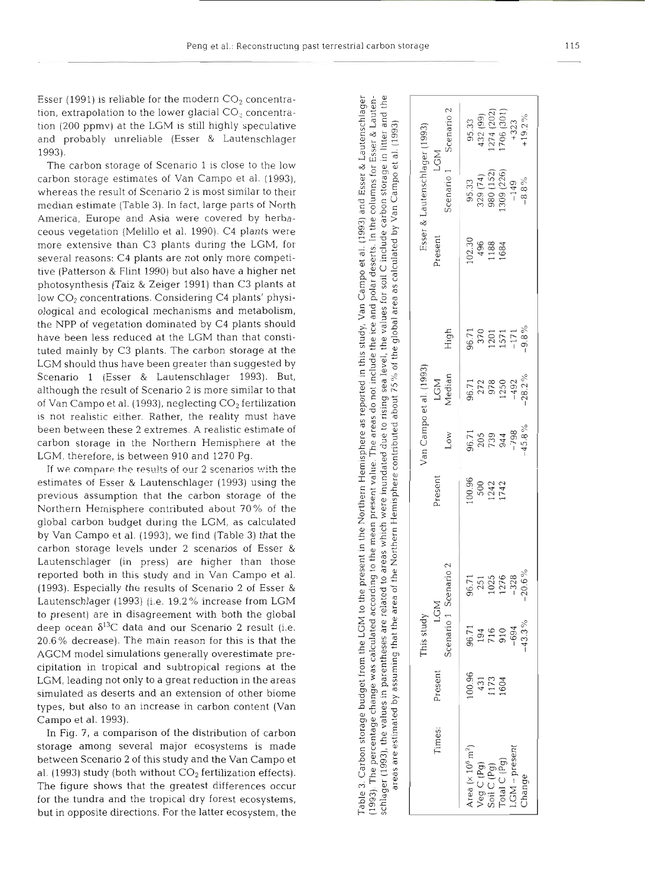Esser (1991) is reliable for the modern $CO_2$ concentration, extrapolation to the lower glacial $CO_2$ concentration (200 ppmv) at the LGM is still highly speculative and probably unreliable (Esser & Lautenschlager 1993).

The carbon storage of Scenario 1 is close to the low carbon storage estimates of Van Campo et al. (1993), whereas the result of Scenario 2 is most similar to their median estimate (Table 3). In fact, large parts of North America, Europe and Asia were covered by herbaceous vegetation (Melillo et al. 1990). C4 plants were more extensive than C3 plants during the LGM, for several reasons: C4 plants are not only more competitive (Patterson & Flint 1990) but also have a higher net photosynthesis (Taiz & Zeiger 1991) than C3 plants at low $CO_2$ concentrations. Considering C4 plants' physiological and ecological mechanisms and metabolism, the NPP of vegetation dominated by C4 plants should have been less reduced at the LGM than that constituted mainly by C3 plants. The carbon storage at the LGM should thus have been greater than suggested by Scenario 1 (Esser & Lautenschlager 1993). But, although the result of Scenario 2 is more similar to that of Van Campo et al. (1993), neglecting $CO_2$ fertilization is not realistic either. Rather, the reality must have been between these 2 extremes. A realistic estimate of carbon storage in the Northern Hemisphere at the LGM, therefore, is between 910 and 1270 Pg.

If we compare the results of our 2 scenarios with the estimates of Esser & Lautenschlager (1993) using the previous assumption that the carbon storage of the Northern Hemisphere contributed about 70% of the global carbon budget during the LGM, as calculated by Van Campo et al. (1993), we find (Table 3) that the carbon storage levels under 2 scenarios of Esser & Lautenschlager (in press) are higher than those reported both in this study and in Van Campo et al. (1993). Especially the results of Scenario 2 of Esser & Lautenschlager (1993) (i.e. 19.2% increase from LGM to present) are in disagreement with both the global deep ocean $\delta^{13}C$ data and our Scenario 2 result (i.e. 20.6% decrease). The main reason for this is that the AGCM model simulations generally overestimate precipitation in tropical and subtropical regions at the LGM, leading not only to a great reduction in the areas simulated as deserts and an extension of other biome types, but also to an increase in carbon content (Van Campo et al. 1993).

In Fig. 7, a comparison of the distribution of carbon storage among several major ecosystems is made between Scenario 2 of this study and the Van Campo et al. (1993) study (both without $CO_2$ fertilization effects). The figure shows that the greatest differences occur for the tundra and the tropical dry forest ecosystems, but in opposite directions. For the latter ecosystem, the

Table 3. Carbon storage budget from the LGM to the present in the Northern Hemisphere as reported in this study, Van Campo et al. (1993) and Esser & Lautenschlager (1993). The percentage change was calculated according to the mean present value. The areas do not include the ice and polar deserts. In the columns for Esser & Lautenschlager (1993), the values in parentheses are related to areas which were inundated due to rising sea level; the values for soil C include carbon storage in litter and the areas are estimated by assuming that the area of the Northern Hemisphere contributed about 75% of the global area as calculated by Van Campo et al. (1993)

| Times: | This study | | | Van Campo et al. (1993) | | | | Esser & Lautenschlager (1993) | | |
|---|---|---|---|---|---|---|---|---|---|---|
| | Present | LGM | | Present | LGM | | | Present | LGM | |
| | | Scenario 1 | Scenario 2 | | Low | Median | High | | Scenario 1 | Scenario 2 |
| Area ($\times 10^6$ m$^2$) | 100.96 | 96.71 | 96.71 | 100.96 | 96.71 | 96.71 | 96.71 | 102.30 | 95.33 | 95.33 |
| Veg C (Pg) | 431 | 194 | 251 | 500 | 205 | 272 | 370 | 496 | 329 (74) | 432 (99) |
| Soil C (Pg) | 1173 | 716 | 1025 | 1242 | 739 | 978 | 1201 | 1188 | 980 (152) | 1274 (202) |
| Total C (Pg) | 1604 | 910 | 1276 | 1742 | 944 | 1250 | 1571 | 1684 | 1309 (226) | 1706 (301) |
| LGM - present | | -694 | -328 | | -798 | -492 | -171 | | -149 | +323 |
| Change | | -43.3% | -20.6% | | -45.8% | -28.2% | -9.8% | | -8.8% | +19.2% |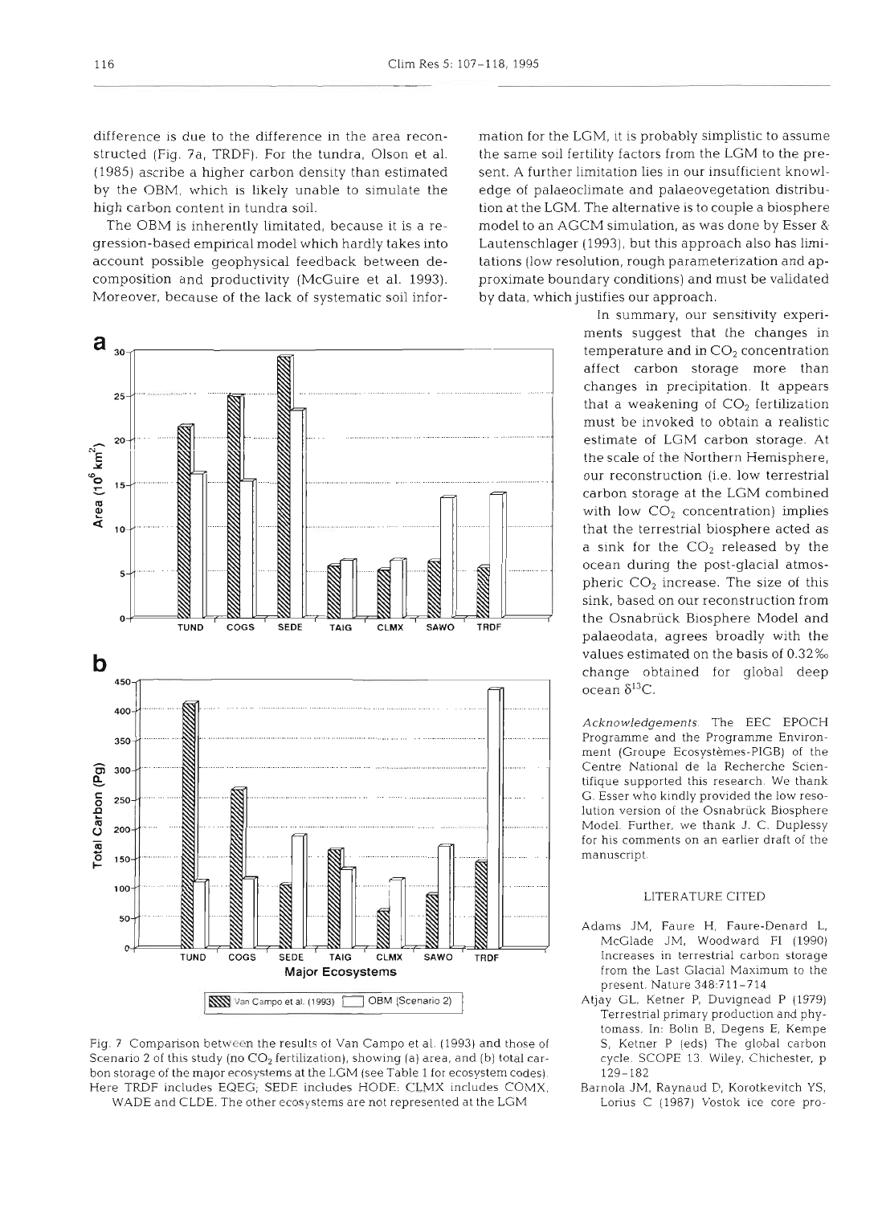difference is due to the difference in the area reconstructed (Fig. 7a, TRDF). For the tundra, Olson et al. (1985) ascribe a higher carbon density than estimated by the OBM, which is likely unable to simulate the high carbon content in tundra soil.

The OBM is inherently limited, because it is a regression-based empirical model which hardly takes into account possible geophysical feedback between decomposition and productivity (McGuire et al. 1993). Moreover, because of the lack of systematic soil information for the LGM, it is probably simplistic to assume the same soil fertility factors from the LGM to the present. A further limitation lies in our insufficient knowledge of palaeoclimate and palaeovegetation distribution at the LGM. The alternative is to couple a biosphere model to an AGCM simulation, as was done by Esser & Lautenschlager (1993), but this approach also has limitations (low resolution, rough parameterization and approximate boundary conditions) and must be validated by data, which justifies our approach.

In summary, our sensitivity experiments suggest that the changes in temperature and in $CO_2$ concentration affect carbon storage more than changes in precipitation. It appears that a weakening of $CO_2$ fertilization must be invoked to obtain a realistic estimate of LGM carbon storage. At the scale of the Northern Hemisphere, our reconstruction (i.e. low terrestrial carbon storage at the LGM combined with low $CO_2$ concentration) implies that the terrestrial biosphere acted as a sink for the $CO_2$ released by the ocean during the post-glacial atmospheric $CO_2$ increase. The size of this sink, based on our reconstruction from the Osnabrück Biosphere Model and palaeodata, agrees broadly with the values estimated on the basis of 0.32‰ change obtained for global deep ocean $\delta^{13}C$.

Fig. 7. Comparison between the results of Van Campo et al. (1993) and those of Scenario 2 of this study (no $CO_2$ fertilization), showing (a) area, and (b) total carbon storage of the major ecosystems at the LGM (see Table 1 for ecosystem codes). Here TRDF includes EQEG; SEDE includes HODE; CLMX includes COMX, WADE and CLDE. The other ecosystems are not represented at the LGM

*Acknowledgements.* The EEC EPOCH Programme and the Programme Environment (Groupe Ecosystèmes-PIGB) of the Centre National de la Recherche Scientifique supported this research. We thank G. Esser who kindly provided the low resolution version of the Osnabrück Biosphere Model. Further, we thank J. C. Duplessy for his comments on an earlier draft of the manuscript.

## LITERATURE CITED

Adams JM, Faure H, Faure-Denard L, McGlade JM, Woodward FI (1990) Increases in terrestrial carbon storage from the Last Glacial Maximum to the present. Nature 348:711–714

Atjay GL, Ketner P, Duvignead P (1979) Terrestrial primary production and phytomass. In: Bolin B, Degens E, Kempe S, Ketner P (eds) The global carbon cycle. SCOPE 13. Wiley, Chichester, p 129–182

Barnola JM, Raynaud D, Korotkevitch YS, Lorius C (1987) Vostok ice core pro-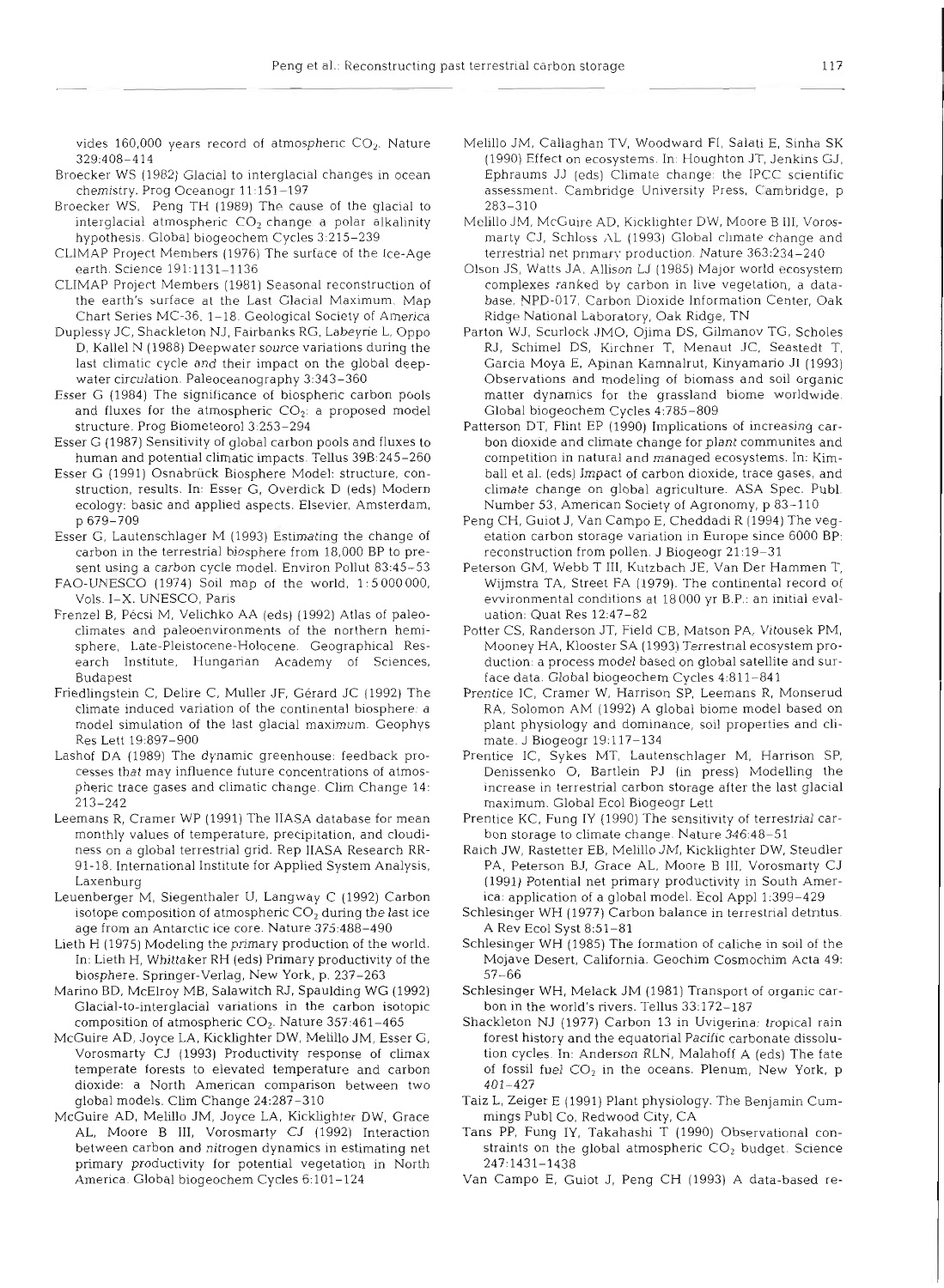vides 160,000 years record of atmospheric $CO_2$. Nature 329:408–414

Broecker WS (1982) Glacial to interglacial changes in ocean chemistry. Prog Oceanogr 11:151–197

Broecker WS, Peng TH (1989) The cause of the glacial to interglacial atmospheric $CO_2$ change a polar alkalinity hypothesis. Global biogeochem Cycles 3:215–239

CLIMAP Project Members (1976) The surface of the Ice-Age earth. Science 191:1131–1136

CLIMAP Project Members (1981) Seasonal reconstruction of the earth's surface at the Last Glacial Maximum. Map Chart Series MC-36, 1–18. Geological Society of America

Duplessy JC, Shackleton NJ, Fairbanks RG, Labeyrie L, Oppo D, Kallel N (1988) Deepwater source variations during the last climatic cycle and their impact on the global deepwater circulation. Paleoceanography 3:343–360

Esser G (1984) The significance of biospheric carbon pools and fluxes for the atmospheric $CO_2$: a proposed model structure. Prog Biometeorol 3:253–294

Esser G (1987) Sensitivity of global carbon pools and fluxes to human and potential climatic impacts. Tellus 39B:245–260

Esser G (1991) Osnabrück Biosphere Model: structure, construction, results. In: Esser G, Overdick D (eds) Modern ecology: basic and applied aspects. Elsevier, Amsterdam, p 679–709

Esser G, Lautenschlager M (1993) Estimating the change of carbon in the terrestrial biosphere from 18,000 BP to present using a carbon cycle model. Environ Pollut 83:45–53

FAO-UNESCO (1974) Soil map of the world, 1:5000000, Vols. I–X. UNESCO, Paris

Frenzel B, Pécsi M, Velichko AA (eds) (1992) Atlas of paleoclimates and paleoenvironments of the northern hemisphere, Late-Pleistocene-Holocene. Geographical Research Institute, Hungarian Academy of Sciences, Budapest

Friedlingstein C, Delire C, Muller JF, Gérard JC (1992) The climate induced variation of the continental biosphere: a model simulation of the last glacial maximum. Geophys Res Lett 19:897–900

Lashof DA (1989) The dynamic greenhouse: feedback processes that may influence future concentrations of atmospheric trace gases and climatic change. Clim Change 14:213–242

Leemans R, Cramer WP (1991) The IIASA database for mean monthly values of temperature, precipitation, and cloudiness on a global terrestrial grid. Rep IIASA Research RR-91-18. International Institute for Applied System Analysis, Laxenburg

Leuenberger M, Siegenthaler U, Langway C (1992) Carbon isotope composition of atmospheric $CO_2$ during the last ice age from an Antarctic ice core. Nature 375:488–490

Lieth H (1975) Modeling the primary production of the world. In: Lieth H, Whittaker RH (eds) Primary productivity of the biosphere. Springer-Verlag, New York, p. 237–263

Marino BD, McElroy MB, Salawitch RJ, Spaulding WG (1992) Glacial-to-interglacial variations in the carbon isotopic composition of atmospheric $CO_2$. Nature 357:461–465

McGuire AD, Joyce LA, Kicklighter DW, Melillo JM, Esser G, Vorosmarty CJ (1993) Productivity response of climax temperate forests to elevated temperature and carbon dioxide: a North American comparison between two global models. Clim Change 24:287–310

McGuire AD, Melillo JM, Joyce LA, Kicklighter DW, Grace AL, Moore B III, Vorosmarty CJ (1992) Interaction between carbon and nitrogen dynamics in estimating net primary productivity for potential vegetation in North America. Global biogeochem Cycles 6:101–124

Melillo JM, Callaghan TV, Woodward FI, Salati E, Sinha SK (1990) Effect on ecosystems. In: Houghton JT, Jenkins GJ, Ephraums JJ (eds) Climate change: the IPCC scientific assessment. Cambridge University Press, Cambridge, p 283–310

Melillo JM, McGuire AD, Kicklighter DW, Moore B III, Vorosmarty CJ, Schloss AL (1993) Global climate change and terrestrial net primary production. Nature 363:234–240

Olson JS, Watts JA, Allison LJ (1985) Major world ecosystem complexes ranked by carbon in live vegetation, a database. NPD-017. Carbon Dioxide Information Center, Oak Ridge National Laboratory, Oak Ridge, TN

Parton WJ, Scurlock JMO, Ojima DS, Gilmanov TG, Scholes RJ, Schimel DS, Kirchner T, Menaut JC, Seastedt T, Garcia Moya E, Apinan Kamnalrut, Kinyamario JI (1993) Observations and modeling of biomass and soil organic matter dynamics for the grassland biome worldwide. Global biogeochem Cycles 4:785–809

Patterson DT, Flint EP (1990) Implications of increasing carbon dioxide and climate change for plant communites and competition in natural and managed ecosystems. In: Kimball et al. (eds) Impact of carbon dioxide, trace gases, and climate change on global agriculture. ASA Spec. Publ. Number 53, American Society of Agronomy, p 83–110

Peng CH, Guiot J, Van Campo E, Cheddadi R (1994) The vegetation carbon storage variation in Europe since 6000 BP: reconstruction from pollen. J Biogeogr 21:19–31

Peterson GM, Webb T III, Kutzbach JE, Van Der Hammen T, Wijmstra TA, Street FA (1979). The continental record of evvironmental conditions at 18000 yr B.P.: an initial evaluation. Quat Res 12:47–82

Potter CS, Randerson JT, Field CB, Matson PA, Vitousek PM, Mooney HA, Klooster SA (1993) Terrestrial ecosystem production: a process model based on global satellite and surface data. Global biogeochem Cycles 4:811–841

Prentice IC, Cramer W, Harrison SP, Leemans R, Monserud RA, Solomon AM (1992) A global biome model based on plant physiology and dominance, soil properties and climate. J Biogeogr 19:117–134

Prentice IC, Sykes MT, Lautenschlager M, Harrison SP, Denissenko O, Bartlein PJ (in press) Modelling the increase in terrestrial carbon storage after the last glacial maximum. Global Ecol Biogeogr Lett

Prentice KC, Fung IY (1990) The sensitivity of terrestrial carbon storage to climate change. Nature 346:48–51

Raich JW, Rastetter EB, Melillo JM, Kicklighter DW, Steudler PA, Peterson BJ, Grace AL, Moore B III, Vorosmarty CJ (1991) Potential net primary productivity in South America: application of a global model. Ecol Appl 1:399–429

Schlesinger WH (1977) Carbon balance in terrestrial detritus. A Rev Ecol Syst 8:51–81

Schlesinger WH (1985) The formation of caliche in soil of the Mojave Desert, California. Geochim Cosmochim Acta 49:57–66

Schlesinger WH, Melack JM (1981) Transport of organic carbon in the world's rivers. Tellus 33:172–187

Shackleton NJ (1977) Carbon 13 in Uvigerina: tropical rain forest history and the equatorial Pacific carbonate dissolution cycles. In: Anderson RLN, Malahoff A (eds) The fate of fossil fuel $CO_2$ in the oceans. Plenum, New York, p 401–427

Taiz L, Zeiger E (1991) Plant physiology. The Benjamin Cummings Publ Co, Redwood City, CA

Tans PP, Fung IY, Takahashi T (1990) Observational constraints on the global atmospheric $CO_2$ budget. Science 247:1431–1438

Van Campo E, Guiot J, Peng CH (1993) A data-based re-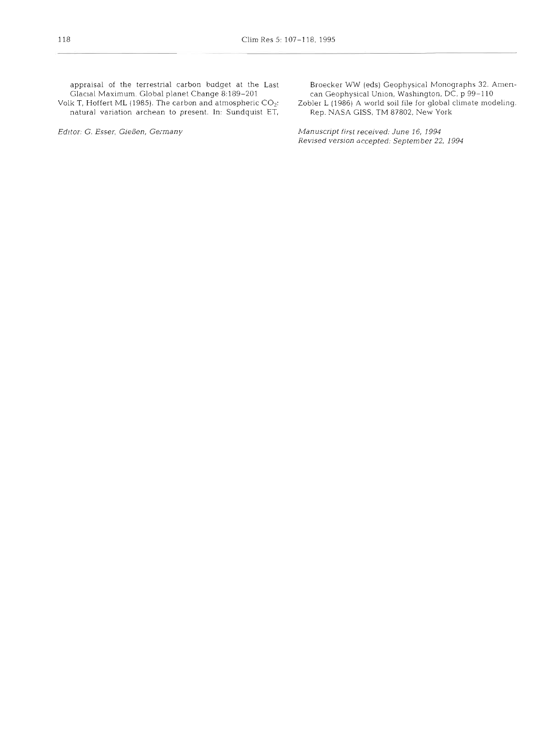appraisal of the terrestrial carbon budget at the Last Glacial Maximum. Global planet Change 8:189–201

Volk T, Hoffert ML (1985). The carbon and atmospheric $CO_2$: natural variation archean to present. In: Sundquist ET, Broecker WW (eds) Geophysical Monographs 32. American Geophysical Union, Washington, DC, p 99–110

Zobler L (1986) A world soil file for global climate modeling. Rep. NASA GISS, TM 87802, New York

*Editor: G. Esser, Gießen, Germany*

*Manuscript first received: June 16, 1994*
*Revised version accepted: September 22, 1994*